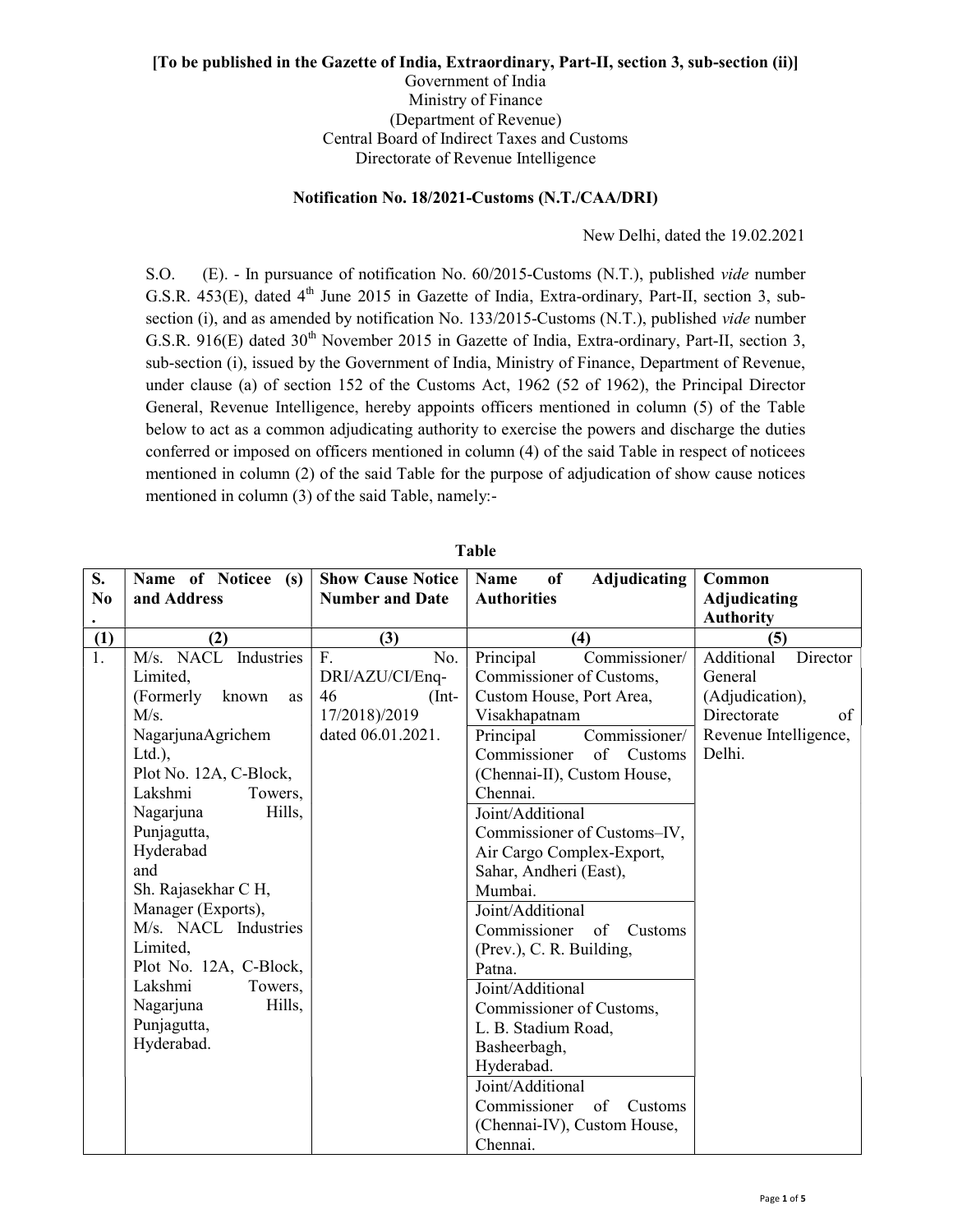**[To be published in the Gazette of India, Extraordinary, Part-II, section 3, sub-section (ii)]**

Government of India
Ministry of Finance
(Department of Revenue)
Central Board of Indirect Taxes and Customs
Directorate of Revenue Intelligence

**Notification No. 18/2021-Customs (N.T./CAA/DRI)**

New Delhi, dated the 19.02.2021

S.O. (E). - In pursuance of notification No. 60/2015-Customs (N.T.), published *vide* number G.S.R. 453(E), dated 4th June 2015 in Gazette of India, Extra-ordinary, Part-II, section 3, sub-section (i), and as amended by notification No. 133/2015-Customs (N.T.), published *vide* number G.S.R. 916(E) dated 30th November 2015 in Gazette of India, Extra-ordinary, Part-II, section 3, sub-section (i), issued by the Government of India, Ministry of Finance, Department of Revenue, under clause (a) of section 152 of the Customs Act, 1962 (52 of 1962), the Principal Director General, Revenue Intelligence, hereby appoints officers mentioned in column (5) of the Table below to act as a common adjudicating authority to exercise the powers and discharge the duties conferred or imposed on officers mentioned in column (4) of the said Table in respect of noticees mentioned in column (2) of the said Table for the purpose of adjudication of show cause notices mentioned in column (3) of the said Table, namely:-

**Table**

| S. No. | Name of Noticee (s) and Address | Show Cause Notice Number and Date | Name of Adjudicating Authorities | Common Adjudicating Authority |
|---|---|---|---|---|
| (1) | (2) | (3) | (4) | (5) |
| 1. | M/s. NACL Industries Limited, (Formerly known as M/s. NagarjunaAgrichem Ltd.), Plot No. 12A, C-Block, Lakshmi Towers, Nagarjuna Hills, Punjagutta, Hyderabad and Sh. Rajasekhar C H, Manager (Exports), M/s. NACL Industries Limited, Plot No. 12A, C-Block, Lakshmi Towers, Nagarjuna Hills, Punjagutta, Hyderabad. | F. No. DRI/AZU/CI/Enq-46 (Int-17/2018)/2019 dated 06.01.2021. | Principal Commissioner/ Commissioner of Customs, Custom House, Port Area, Visakhapatnam | Additional Director General (Adjudication), Directorate of Revenue Intelligence, Delhi. |
| | | | Principal Commissioner/ Commissioner of Customs (Chennai-II), Custom House, Chennai. | |
| | | | Joint/Additional Commissioner of Customs–IV, Air Cargo Complex-Export, Sahar, Andheri (East), Mumbai. | |
| | | | Joint/Additional Commissioner of Customs (Prev.), C. R. Building, Patna. | |
| | | | Joint/Additional Commissioner of Customs, L. B. Stadium Road, Basheerbagh, Hyderabad. | |
| | | | Joint/Additional Commissioner of Customs (Chennai-IV), Custom House, Chennai. | |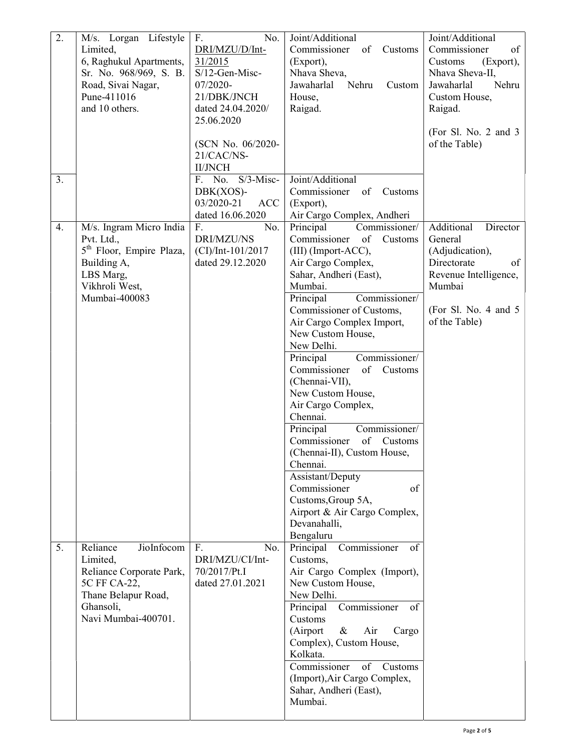| 2. | M/s. Lorgan Lifestyle Limited, 6, Raghukul Apartments, Sr. No. 968/969, S. B. Road, Sivai Nagar, Pune-411016 and 10 others. | F. No. DRI/MZU/D/Int-31/2015 S/12-Gen-Misc-07/2020-21/DBK/JNCH dated 24.04.2020/ 25.06.2020 (SCN No. 06/2020-21/CAC/NS-II/JNCH | Joint/Additional Commissioner of Customs (Export), Nhava Sheva, Jawaharlal Nehru Custom House, Raigad. | Joint/Additional Commissioner of Customs (Export), Nhava Sheva-II, Jawaharlal Nehru Custom House, Raigad. (For Sl. No. 2 and 3 of the Table) |
|---|---|---|---|---|
| 3. | | F. No. S/3-Misc-DBK(XOS)-03/2020-21 ACC dated 16.06.2020 | Joint/Additional Commissioner of Customs (Export), Air Cargo Complex, Andheri | |
| 4. | M/s. Ingram Micro India Pvt. Ltd., 5th Floor, Empire Plaza, Building A, LBS Marg, Vikhroli West, Mumbai-400083 | F. No. DRI/MZU/NS (CI)/Int-101/2017 dated 29.12.2020 | Principal Commissioner/ Commissioner of Customs (III) (Import-ACC), Air Cargo Complex, Sahar, Andheri (East), Mumbai. | Additional Director General (Adjudication), Directorate of Revenue Intelligence, Mumbai (For Sl. No. 4 and 5 of the Table) |
| | | | Principal Commissioner/ Commissioner of Customs, Air Cargo Complex Import, New Custom House, New Delhi. | |
| | | | Principal Commissioner/ Commissioner of Customs (Chennai-VII), New Custom House, Air Cargo Complex, Chennai. | |
| | | | Principal Commissioner/ Commissioner of Customs (Chennai-II), Custom House, Chennai. | |
| | | | Assistant/Deputy Commissioner of Customs,Group 5A, Airport & Air Cargo Complex, Devanahalli, Bengaluru | |
| 5. | Reliance JioInfocom Limited, Reliance Corporate Park, 5C FF CA-22, Thane Belapur Road, Ghansoli, Navi Mumbai-400701. | F. No. DRI/MZU/CI/Int-70/2017/Pt.I dated 27.01.2021 | Principal Commissioner of Customs, Air Cargo Complex (Import), New Custom House, New Delhi. | |
| | | | Principal Commissioner of Customs (Airport & Air Cargo Complex), Custom House, Kolkata. | |
| | | | Commissioner of Customs (Import),Air Cargo Complex, Sahar, Andheri (East), Mumbai. | |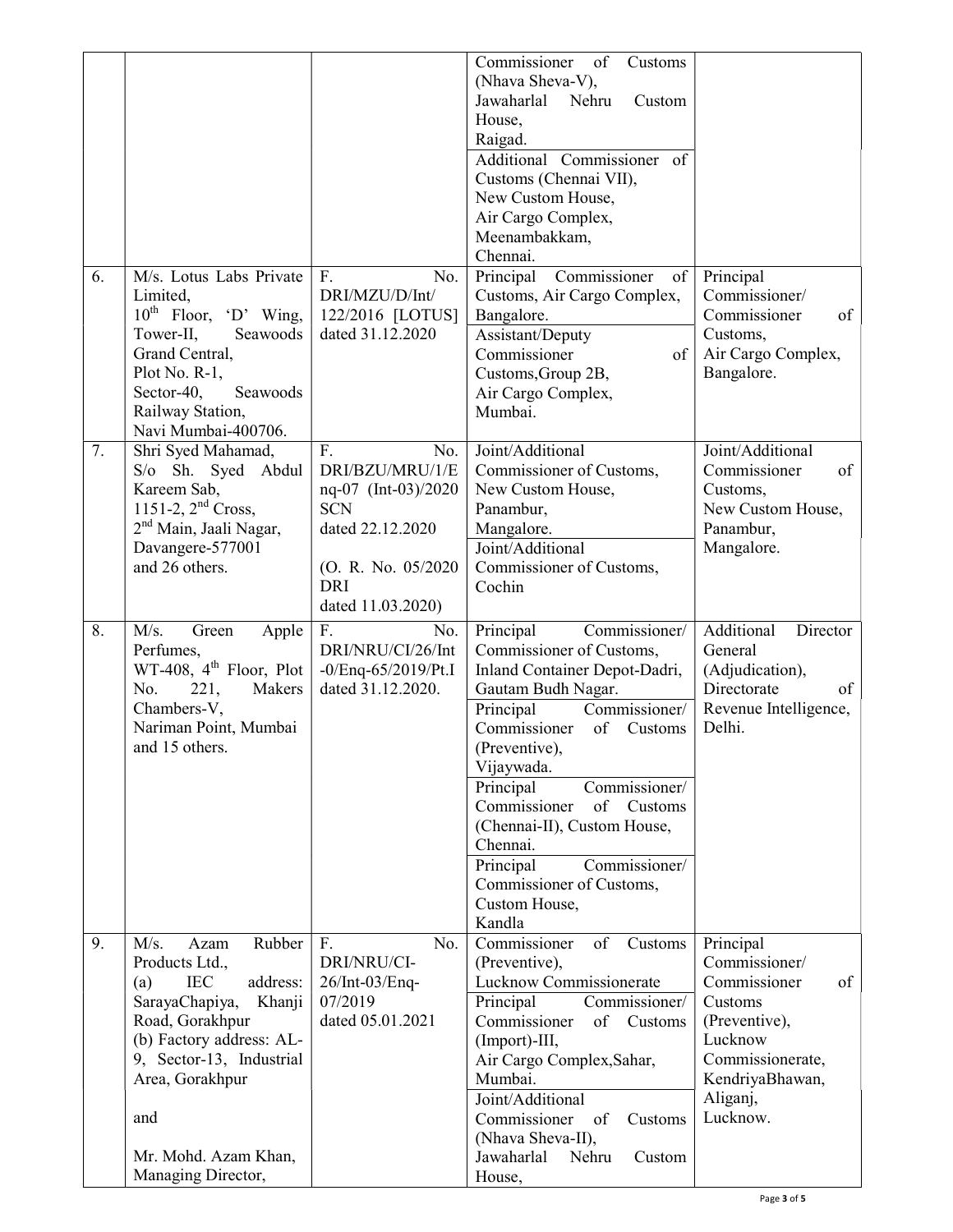| | | | | |
|---|---|---|---|---|
| | | | Commissioner of Customs (Nhava Sheva-V), Jawaharlal Nehru Custom House, Raigad.<br>Additional Commissioner of Customs (Chennai VII), New Custom House, Air Cargo Complex, Meenambakkam, Chennai. | |
| 6. | M/s. Lotus Labs Private Limited, 10th Floor, 'D' Wing, Tower-II, Seawoods Grand Central, Plot No. R-1, Sector-40, Seawoods Railway Station, Navi Mumbai-400706. | F. No. DRI/MZU/D/Int/ 122/2016 [LOTUS] dated 31.12.2020 | Principal Commissioner of Customs, Air Cargo Complex, Bangalore.<br>Assistant/Deputy Commissioner of Customs,Group 2B, Air Cargo Complex, Mumbai. | Principal Commissioner/ Commissioner of Customs, Air Cargo Complex, Bangalore. |
| 7. | Shri Syed Mahamad, S/o Sh. Syed Abdul Kareem Sab, 1151-2, 2nd Cross, 2nd Main, Jaali Nagar, Davangere-577001 and 26 others. | F. No. DRI/BZU/MRU/1/Enq-07 (Int-03)/2020 SCN dated 22.12.2020<br><br>(O. R. No. 05/2020 DRI dated 11.03.2020) | Joint/Additional Commissioner of Customs, New Custom House, Panambur, Mangalore.<br>Joint/Additional Commissioner of Customs, Cochin | Joint/Additional Commissioner of Customs, New Custom House, Panambur, Mangalore. |
| 8. | M/s. Green Apple Perfumes, WT-408, 4th Floor, Plot No. 221, Makers Chambers-V, Nariman Point, Mumbai and 15 others. | F. No. DRI/NRU/CI/26/Int-0/Enq-65/2019/Pt.I dated 31.12.2020. | Principal Commissioner/ Commissioner of Customs, Inland Container Depot-Dadri, Gautam Budh Nagar.<br>Principal Commissioner/ Commissioner of Customs (Preventive), Vijaywada.<br>Principal Commissioner/ Commissioner of Customs (Chennai-II), Custom House, Chennai.<br>Principal Commissioner/ Commissioner of Customs, Custom House, Kandla | Additional Director General (Adjudication), Directorate of Revenue Intelligence, Delhi. |
| 9. | M/s. Azam Rubber Products Ltd., (a) IEC address: SarayaChapiya, Khanji Road, Gorakhpur (b) Factory address: AL-9, Sector-13, Industrial Area, Gorakhpur<br><br>and<br><br>Mr. Mohd. Azam Khan, Managing Director, | F. No. DRI/NRU/CI-26/Int-03/Enq-07/2019 dated 05.01.2021 | Commissioner of Customs (Preventive), Lucknow Commissionerate<br>Principal Commissioner/ Commissioner of Customs (Import)-III, Air Cargo Complex,Sahar, Mumbai.<br>Joint/Additional Commissioner of Customs (Nhava Sheva-II), Jawaharlal Nehru Custom House, | Principal Commissioner/ Commissioner of Customs (Preventive), Lucknow Commissionerate, KendriyaBhawan, Aliganj, Lucknow. |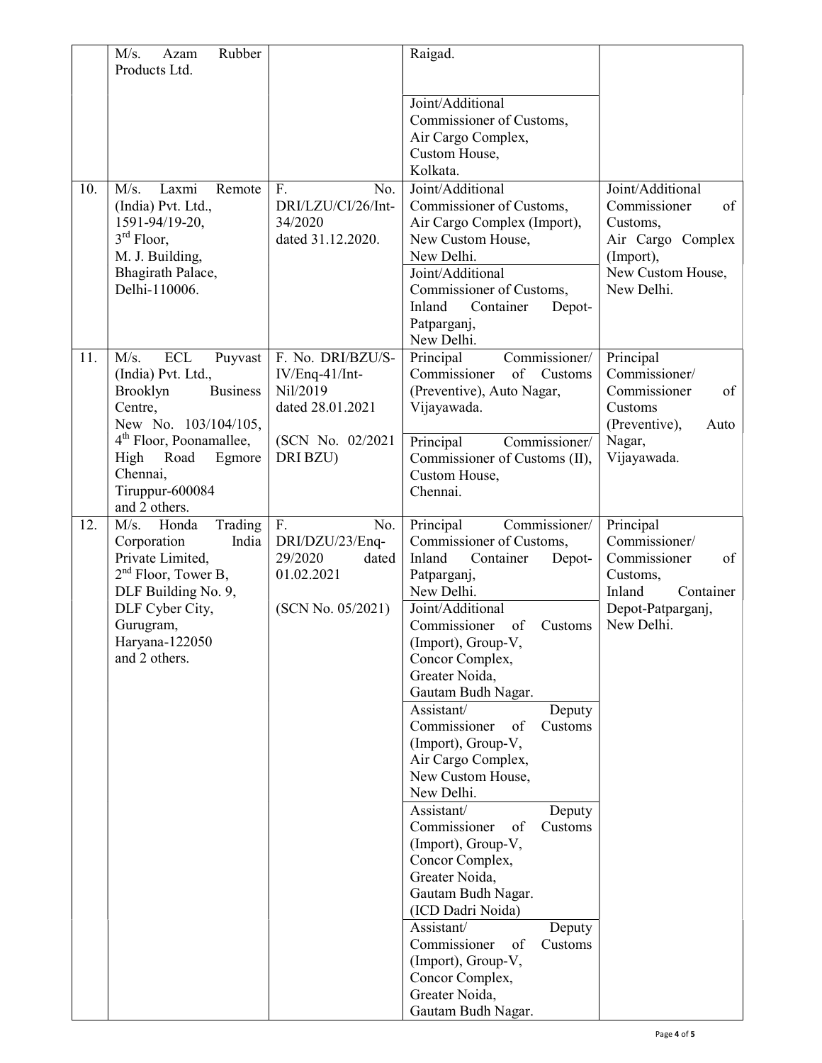| | | | | |
|---|---|---|---|---|
| | M/s. Azam Rubber Products Ltd. | | Raigad.<br><br>Joint/Additional Commissioner of Customs, Air Cargo Complex, Custom House, Kolkata. | |
| 10. | M/s. Laxmi Remote (India) Pvt. Ltd., 1591-94/19-20, 3rd Floor, M. J. Building, Bhagirath Palace, Delhi-110006. | F. No. DRI/LZU/CI/26/Int-34/2020 dated 31.12.2020. | Joint/Additional Commissioner of Customs, Air Cargo Complex (Import), New Custom House, New Delhi.<br><br>Joint/Additional Commissioner of Customs, Inland Container Depot-Patparganj, New Delhi. | Joint/Additional Commissioner of Customs, Air Cargo Complex (Import), New Custom House, New Delhi. |
| 11. | M/s. ECL Puyvast (India) Pvt. Ltd., Brooklyn Business Centre, New No. 103/104/105, 4th Floor, Poonamallee, High Road Egmore Chennai, Tiruppur-600084 and 2 others. | F. No. DRI/BZU/S-IV/Enq-41/Int-Nil/2019 dated 28.01.2021<br><br>(SCN No. 02/2021 DRI BZU) | Principal Commissioner/ Commissioner of Customs (Preventive), Auto Nagar, Vijayawada.<br><br>Principal Commissioner/ Commissioner of Customs (II), Custom House, Chennai. | Principal Commissioner/ Commissioner of Customs (Preventive), Auto Nagar, Vijayawada. |
| 12. | M/s. Honda Trading Corporation India Private Limited, 2nd Floor, Tower B, DLF Building No. 9, DLF Cyber City, Gurugram, Haryana-122050 and 2 others. | F. No. DRI/DZU/23/Enq-29/2020 dated 01.02.2021<br><br>(SCN No. 05/2021) | Principal Commissioner/ Commissioner of Customs, Inland Container Depot-Patparganj, New Delhi.<br><br>Joint/Additional Commissioner of Customs (Import), Group-V, Concor Complex, Greater Noida, Gautam Budh Nagar.<br><br>Assistant/ Deputy Commissioner of Customs (Import), Group-V, Air Cargo Complex, New Custom House, New Delhi.<br><br>Assistant/ Deputy Commissioner of Customs (Import), Group-V, Concor Complex, Greater Noida, Gautam Budh Nagar. (ICD Dadri Noida)<br><br>Assistant/ Deputy Commissioner of Customs (Import), Group-V, Concor Complex, Greater Noida, Gautam Budh Nagar. | Principal Commissioner/ Commissioner of Customs, Inland Container Depot-Patparganj, New Delhi. |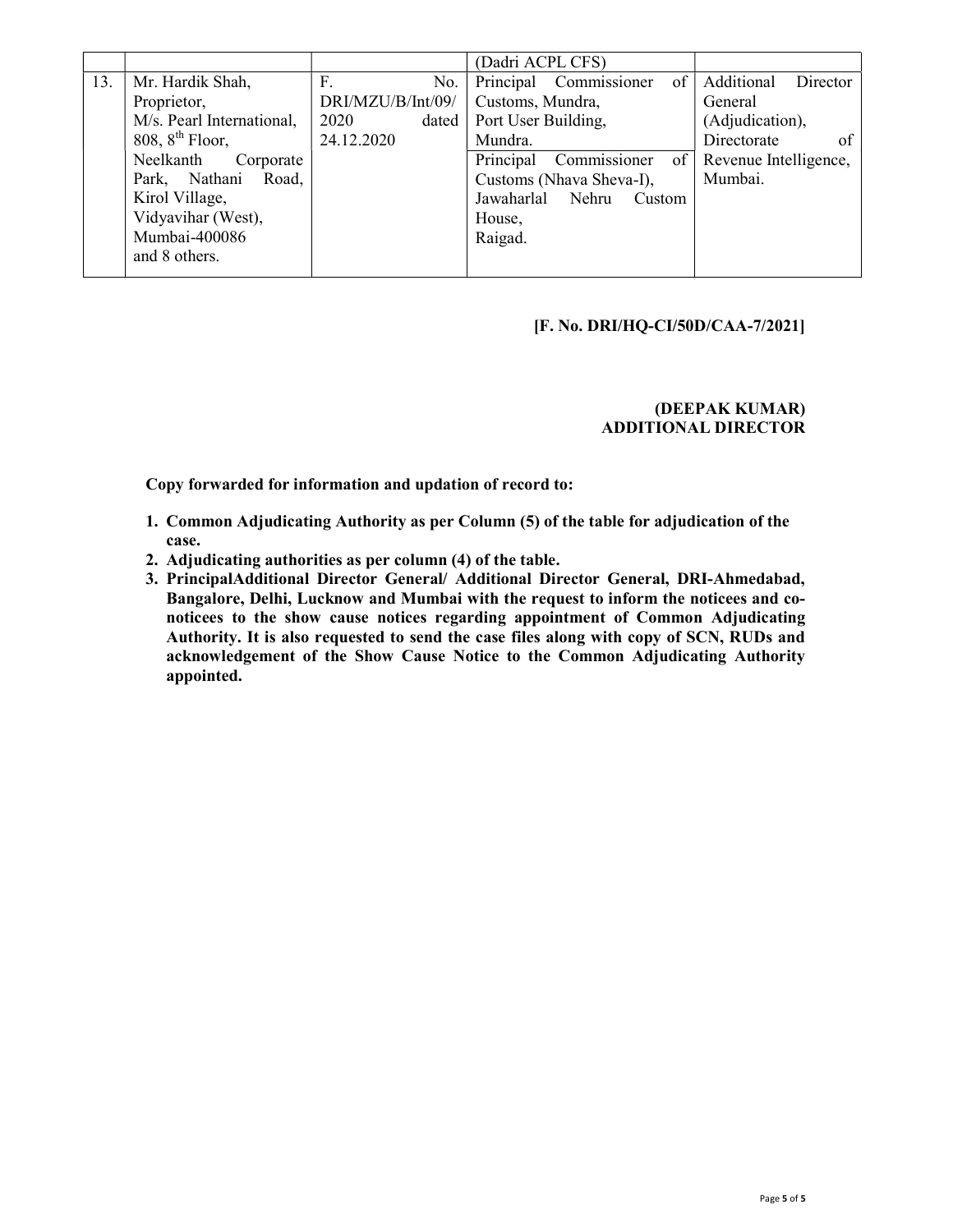| | | | | |
|---|---|---|---|---|
| | | | (Dadri ACPL CFS) | |
| 13. | Mr. Hardik Shah, Proprietor, M/s. Pearl International, 808, 8th Floor, Neelkanth Corporate Park, Nathani Road, Kirol Village, Vidyavihar (West), Mumbai-400086 and 8 others. | F. No. DRI/MZU/B/Int/09/ 2020 dated 24.12.2020 | Principal Commissioner of Customs, Mundra, Port User Building, Mundra.<br>Principal Commissioner of Customs (Nhava Sheva-I), Jawaharlal Nehru Custom House, Raigad. | Additional Director General (Adjudication), Directorate of Revenue Intelligence, Mumbai. |

**[F. No. DRI/HQ-CI/50D/CAA-7/2021]**

**(DEEPAK KUMAR)**
**ADDITIONAL DIRECTOR**

**Copy forwarded for information and updation of record to:**

1. **Common Adjudicating Authority as per Column (5) of the table for adjudication of the case.**
2. **Adjudicating authorities as per column (4) of the table.**
3. **PrincipalAdditional Director General/ Additional Director General, DRI-Ahmedabad, Bangalore, Delhi, Lucknow and Mumbai with the request to inform the noticees and co-noticees to the show cause notices regarding appointment of Common Adjudicating Authority. It is also requested to send the case files along with copy of SCN, RUDs and acknowledgement of the Show Cause Notice to the Common Adjudicating Authority appointed.**